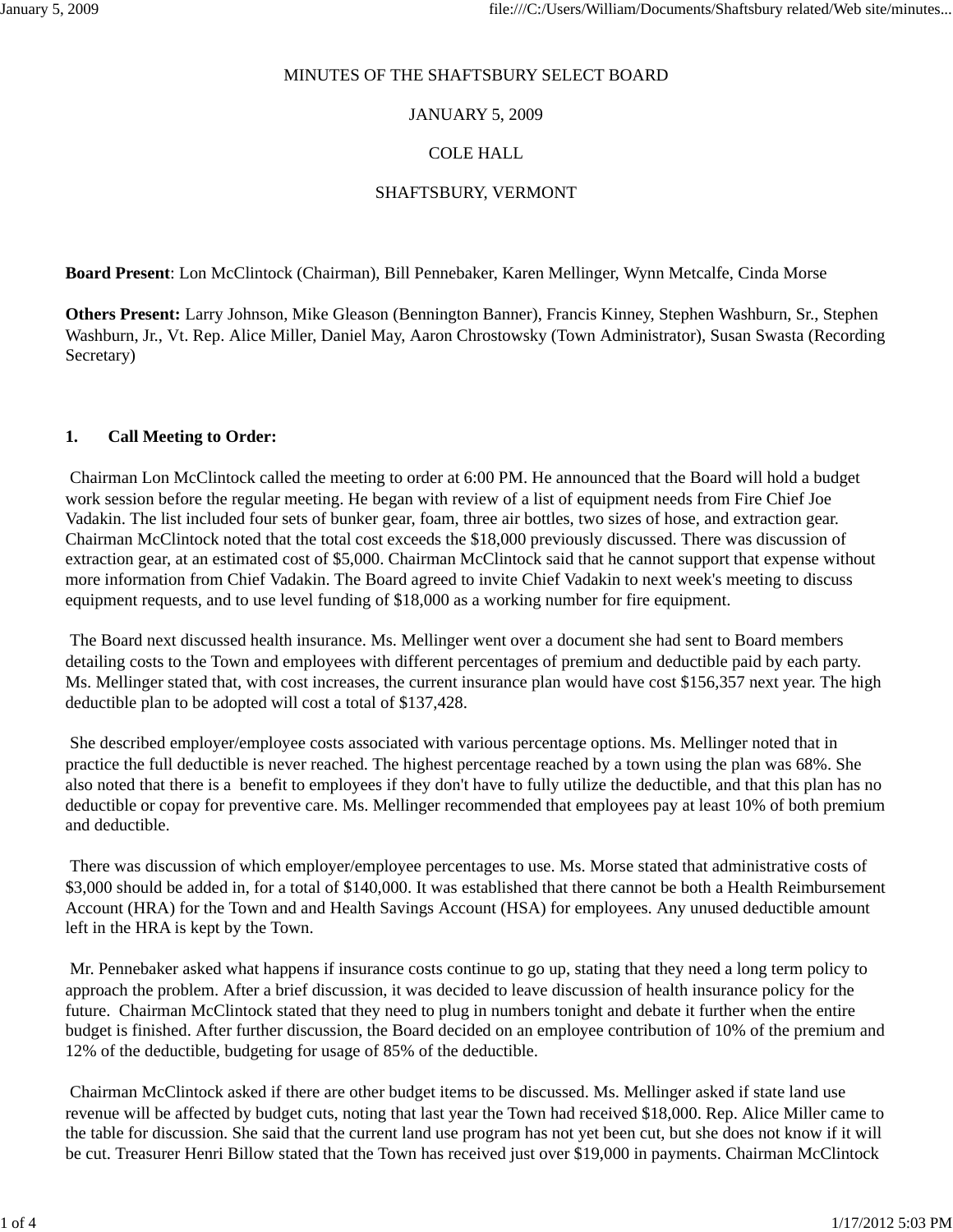MINUTES OF THE SHAFTSBURY SELECT BOARD

JANUARY 5, 2009

COLE HALL

SHAFTSBURY, VERMONT

**Board Present**: Lon McClintock (Chairman), Bill Pennebaker, Karen Mellinger, Wynn Metcalfe, Cinda Morse

**Others Present:** Larry Johnson, Mike Gleason (Bennington Banner), Francis Kinney, Stephen Washburn, Sr., Stephen Washburn, Jr., Vt. Rep. Alice Miller, Daniel May, Aaron Chrostowsky (Town Administrator), Susan Swasta (Recording Secretary)

**1. Call Meeting to Order:**

Chairman Lon McClintock called the meeting to order at 6:00 PM. He announced that the Board will hold a budget work session before the regular meeting. He began with review of a list of equipment needs from Fire Chief Joe Vadakin. The list included four sets of bunker gear, foam, three air bottles, two sizes of hose, and extraction gear. Chairman McClintock noted that the total cost exceeds the $18,000 previously discussed. There was discussion of extraction gear, at an estimated cost of $5,000. Chairman McClintock said that he cannot support that expense without more information from Chief Vadakin. The Board agreed to invite Chief Vadakin to next week's meeting to discuss equipment requests, and to use level funding of $18,000 as a working number for fire equipment.

The Board next discussed health insurance. Ms. Mellinger went over a document she had sent to Board members detailing costs to the Town and employees with different percentages of premium and deductible paid by each party. Ms. Mellinger stated that, with cost increases, the current insurance plan would have cost $156,357 next year. The high deductible plan to be adopted will cost a total of $137,428.

She described employer/employee costs associated with various percentage options. Ms. Mellinger noted that in practice the full deductible is never reached. The highest percentage reached by a town using the plan was 68%. She also noted that there is a benefit to employees if they don't have to fully utilize the deductible, and that this plan has no deductible or copay for preventive care. Ms. Mellinger recommended that employees pay at least 10% of both premium and deductible.

There was discussion of which employer/employee percentages to use. Ms. Morse stated that administrative costs of $3,000 should be added in, for a total of $140,000. It was established that there cannot be both a Health Reimbursement Account (HRA) for the Town and and Health Savings Account (HSA) for employees. Any unused deductible amount left in the HRA is kept by the Town.

Mr. Pennebaker asked what happens if insurance costs continue to go up, stating that they need a long term policy to approach the problem. After a brief discussion, it was decided to leave discussion of health insurance policy for the future. Chairman McClintock stated that they need to plug in numbers tonight and debate it further when the entire budget is finished. After further discussion, the Board decided on an employee contribution of 10% of the premium and 12% of the deductible, budgeting for usage of 85% of the deductible.

Chairman McClintock asked if there are other budget items to be discussed. Ms. Mellinger asked if state land use revenue will be affected by budget cuts, noting that last year the Town had received $18,000. Rep. Alice Miller came to the table for discussion. She said that the current land use program has not yet been cut, but she does not know if it will be cut. Treasurer Henri Billow stated that the Town has received just over $19,000 in payments. Chairman McClintock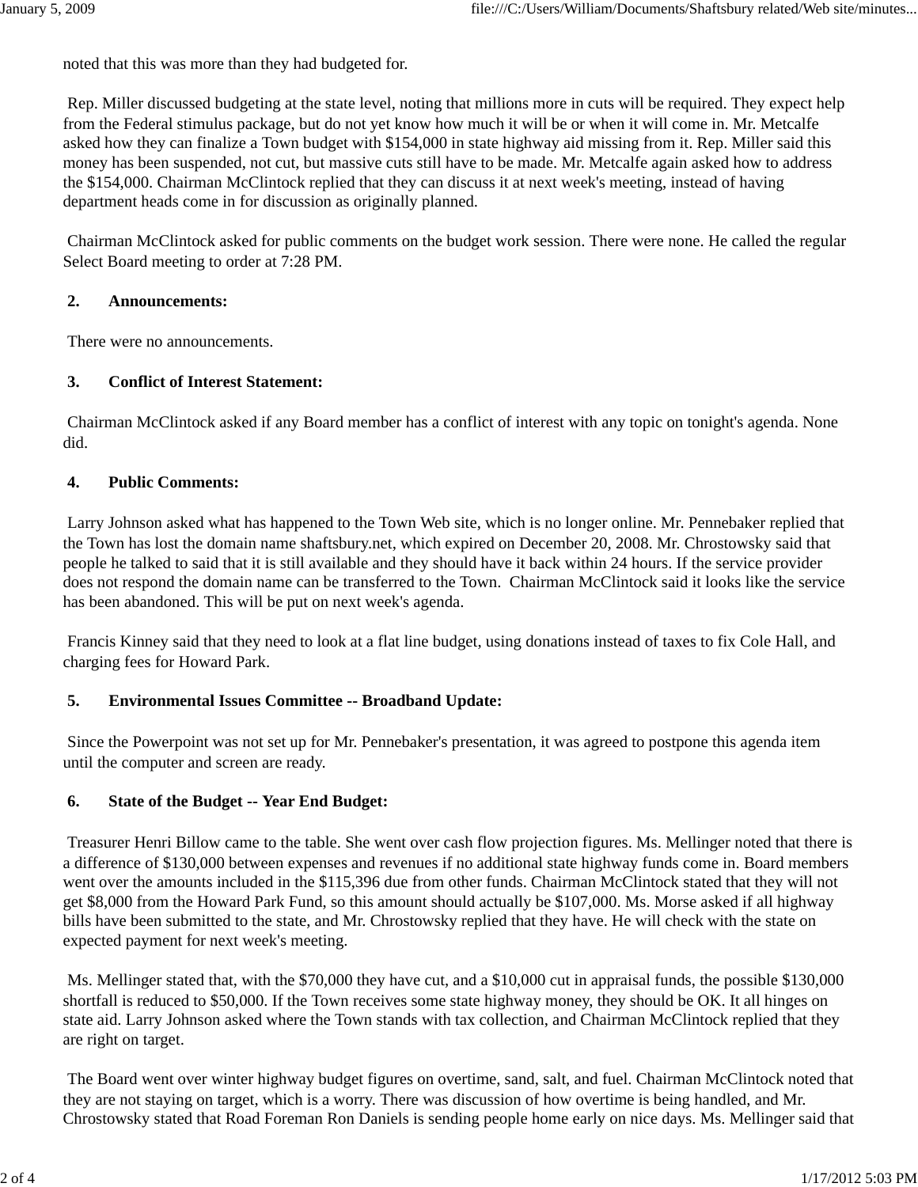noted that this was more than they had budgeted for.

Rep. Miller discussed budgeting at the state level, noting that millions more in cuts will be required. They expect help from the Federal stimulus package, but do not yet know how much it will be or when it will come in. Mr. Metcalfe asked how they can finalize a Town budget with $154,000 in state highway aid missing from it. Rep. Miller said this money has been suspended, not cut, but massive cuts still have to be made. Mr. Metcalfe again asked how to address the $154,000. Chairman McClintock replied that they can discuss it at next week's meeting, instead of having department heads come in for discussion as originally planned.

Chairman McClintock asked for public comments on the budget work session. There were none. He called the regular Select Board meeting to order at 7:28 PM.

**2. Announcements:**

There were no announcements.

**3. Conflict of Interest Statement:**

Chairman McClintock asked if any Board member has a conflict of interest with any topic on tonight's agenda. None did.

**4. Public Comments:**

Larry Johnson asked what has happened to the Town Web site, which is no longer online. Mr. Pennebaker replied that the Town has lost the domain name shaftsbury.net, which expired on December 20, 2008. Mr. Chrostowsky said that people he talked to said that it is still available and they should have it back within 24 hours. If the service provider does not respond the domain name can be transferred to the Town. Chairman McClintock said it looks like the service has been abandoned. This will be put on next week's agenda.

Francis Kinney said that they need to look at a flat line budget, using donations instead of taxes to fix Cole Hall, and charging fees for Howard Park.

**5. Environmental Issues Committee -- Broadband Update:**

Since the Powerpoint was not set up for Mr. Pennebaker's presentation, it was agreed to postpone this agenda item until the computer and screen are ready.

**6. State of the Budget -- Year End Budget:**

Treasurer Henri Billow came to the table. She went over cash flow projection figures. Ms. Mellinger noted that there is a difference of $130,000 between expenses and revenues if no additional state highway funds come in. Board members went over the amounts included in the $115,396 due from other funds. Chairman McClintock stated that they will not get $8,000 from the Howard Park Fund, so this amount should actually be $107,000. Ms. Morse asked if all highway bills have been submitted to the state, and Mr. Chrostowsky replied that they have. He will check with the state on expected payment for next week's meeting.

Ms. Mellinger stated that, with the $70,000 they have cut, and a $10,000 cut in appraisal funds, the possible $130,000 shortfall is reduced to $50,000. If the Town receives some state highway money, they should be OK. It all hinges on state aid. Larry Johnson asked where the Town stands with tax collection, and Chairman McClintock replied that they are right on target.

The Board went over winter highway budget figures on overtime, sand, salt, and fuel. Chairman McClintock noted that they are not staying on target, which is a worry. There was discussion of how overtime is being handled, and Mr. Chrostowsky stated that Road Foreman Ron Daniels is sending people home early on nice days. Ms. Mellinger said that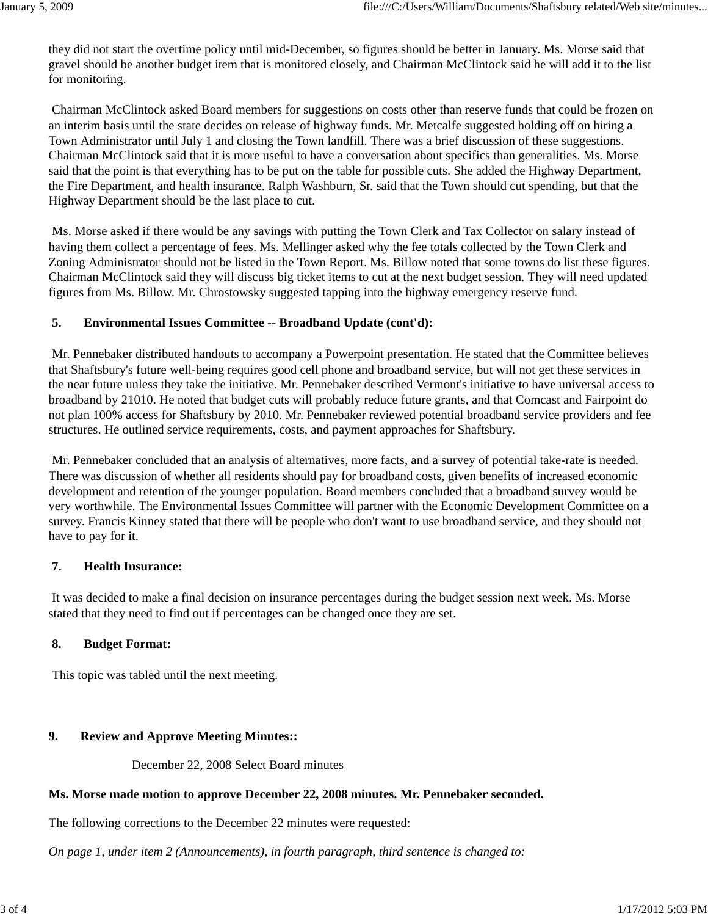they did not start the overtime policy until mid-December, so figures should be better in January. Ms. Morse said that gravel should be another budget item that is monitored closely, and Chairman McClintock said he will add it to the list for monitoring.

Chairman McClintock asked Board members for suggestions on costs other than reserve funds that could be frozen on an interim basis until the state decides on release of highway funds. Mr. Metcalfe suggested holding off on hiring a Town Administrator until July 1 and closing the Town landfill. There was a brief discussion of these suggestions. Chairman McClintock said that it is more useful to have a conversation about specifics than generalities. Ms. Morse said that the point is that everything has to be put on the table for possible cuts. She added the Highway Department, the Fire Department, and health insurance. Ralph Washburn, Sr. said that the Town should cut spending, but that the Highway Department should be the last place to cut.

Ms. Morse asked if there would be any savings with putting the Town Clerk and Tax Collector on salary instead of having them collect a percentage of fees. Ms. Mellinger asked why the fee totals collected by the Town Clerk and Zoning Administrator should not be listed in the Town Report. Ms. Billow noted that some towns do list these figures. Chairman McClintock said they will discuss big ticket items to cut at the next budget session. They will need updated figures from Ms. Billow. Mr. Chrostowsky suggested tapping into the highway emergency reserve fund.

**5. Environmental Issues Committee -- Broadband Update (cont'd):**

Mr. Pennebaker distributed handouts to accompany a Powerpoint presentation. He stated that the Committee believes that Shaftsbury's future well-being requires good cell phone and broadband service, but will not get these services in the near future unless they take the initiative. Mr. Pennebaker described Vermont's initiative to have universal access to broadband by 21010. He noted that budget cuts will probably reduce future grants, and that Comcast and Fairpoint do not plan 100% access for Shaftsbury by 2010. Mr. Pennebaker reviewed potential broadband service providers and fee structures. He outlined service requirements, costs, and payment approaches for Shaftsbury.

Mr. Pennebaker concluded that an analysis of alternatives, more facts, and a survey of potential take-rate is needed. There was discussion of whether all residents should pay for broadband costs, given benefits of increased economic development and retention of the younger population. Board members concluded that a broadband survey would be very worthwhile. The Environmental Issues Committee will partner with the Economic Development Committee on a survey. Francis Kinney stated that there will be people who don't want to use broadband service, and they should not have to pay for it.

**7. Health Insurance:**

It was decided to make a final decision on insurance percentages during the budget session next week. Ms. Morse stated that they need to find out if percentages can be changed once they are set.

**8. Budget Format:**

This topic was tabled until the next meeting.

**9. Review and Approve Meeting Minutes::**

December 22, 2008 Select Board minutes

**Ms. Morse made motion to approve December 22, 2008 minutes. Mr. Pennebaker seconded.**

The following corrections to the December 22 minutes were requested:

*On page 1, under item 2 (Announcements), in fourth paragraph, third sentence is changed to:*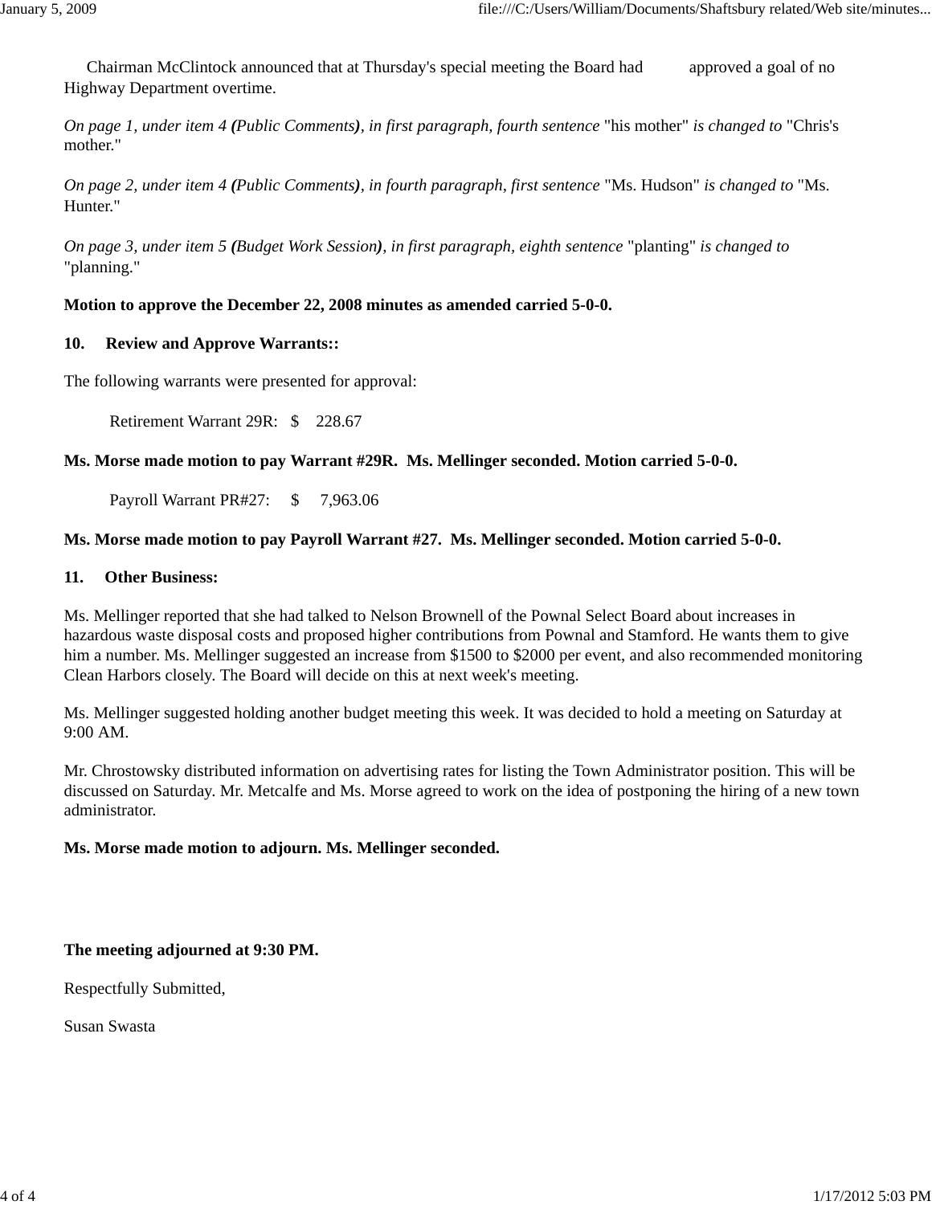Chairman McClintock announced that at Thursday's special meeting the Board had approved a goal of no Highway Department overtime.

*On page 1, under item 4 **(**Public Comments**)**, in first paragraph, fourth sentence* "his mother" *is changed to* "Chris's mother."

*On page 2, under item 4 **(**Public Comments**)**, in fourth paragraph, first sentence* "Ms. Hudson" *is changed to* "Ms. Hunter."

*On page 3, under item 5 **(**Budget Work Session**)**, in first paragraph, eighth sentence* "planting" *is changed to* "planning."

**Motion to approve the December 22, 2008 minutes as amended carried 5-0-0.**

**10. Review and Approve Warrants::**

The following warrants were presented for approval:

Retirement Warrant 29R: $ 228.67

**Ms. Morse made motion to pay Warrant #29R. Ms. Mellinger seconded. Motion carried 5-0-0.**

Payroll Warrant PR#27: $ 7,963.06

**Ms. Morse made motion to pay Payroll Warrant #27. Ms. Mellinger seconded. Motion carried 5-0-0.**

**11. Other Business:**

Ms. Mellinger reported that she had talked to Nelson Brownell of the Pownal Select Board about increases in hazardous waste disposal costs and proposed higher contributions from Pownal and Stamford. He wants them to give him a number. Ms. Mellinger suggested an increase from $1500 to $2000 per event, and also recommended monitoring Clean Harbors closely. The Board will decide on this at next week's meeting.

Ms. Mellinger suggested holding another budget meeting this week. It was decided to hold a meeting on Saturday at 9:00 AM.

Mr. Chrostowsky distributed information on advertising rates for listing the Town Administrator position. This will be discussed on Saturday. Mr. Metcalfe and Ms. Morse agreed to work on the idea of postponing the hiring of a new town administrator.

**Ms. Morse made motion to adjourn. Ms. Mellinger seconded.**

**The meeting adjourned at 9:30 PM.**

Respectfully Submitted,

Susan Swasta